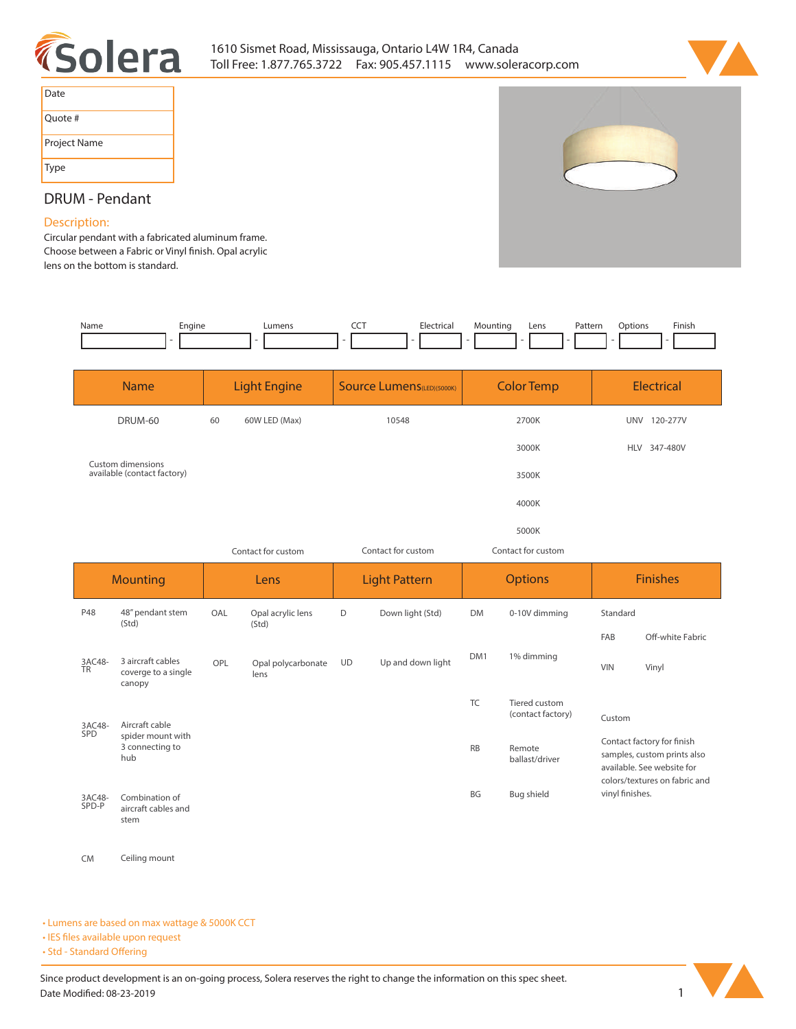# Solera

1610 Sismet Road, Mississauga, Ontario L4W 1R4, Canada
Toll Free: 1.877.765.3722 Fax: 905.457.1115 www.soleracorp.com

| Date | |
|---|---|
| Quote # | |
| Project Name | |
| Type | |

## DRUM - Pendant

### Description:

Circular pendant with a fabricated aluminum frame. Choose between a Fabric or Vinyl finish. Opal acrylic lens on the bottom is standard.

| Name | Engine | Lumens | CCT | Electrical | Mounting | Lens | Pattern | Options | Finish |
|---|---|---|---|---|---|---|---|---|---|
| | - | - | - | - | - | - | - | - | - |

| Name | Light Engine | | Source Lumens(LED)(5000K) | Color Temp | Electrical | |
|---|---|---|---|---|---|---|
| DRUM-60 | 60 | 60W LED (Max) | 10548 | 2700K | UNV | 120-277V |
| | | | | 3000K | HLV | 347-480V |
| Custom dimensions available (contact factory) | | | | 3500K | | |
| | | | | 4000K | | |
| | | | | 5000K | | |
| | Contact for custom | | Contact for custom | Contact for custom | | |

| Mounting | | Lens | | Light Pattern | | Options | | Finishes | |
|---|---|---|---|---|---|---|---|---|---|
| P48 | 48" pendant stem (Std) | OAL | Opal acrylic lens (Std) | D | Down light (Std) | DM | 0-10V dimming | Standard | |
| | | | | | | | | FAB | Off-white Fabric |
| 3AC48-TR | 3 aircraft cables coverge to a single canopy | OPL | Opal polycarbonate lens | UD | Up and down light | DM1 | 1% dimming | VIN | Vinyl |
| | | | | | | TC | Tiered custom (contact factory) | Custom | |
| 3AC48-SPD | Aircraft cable spider mount with 3 connecting to hub | | | | | RB | Remote ballast/driver | Contact factory for finish samples, custom prints also available. See website for colors/textures on fabric and vinyl finishes. | |
| 3AC48-SPD-P | Combination of aircraft cables and stem | | | | | BG | Bug shield | | |
| CM | Ceiling mount | | | | | | | | |

- Lumens are based on max wattage & 5000K CCT
- IES files available upon request
- Std - Standard Offering

Since product development is an on-going process, Solera reserves the right to change the information on this spec sheet.
Date Modified: 08-23-2019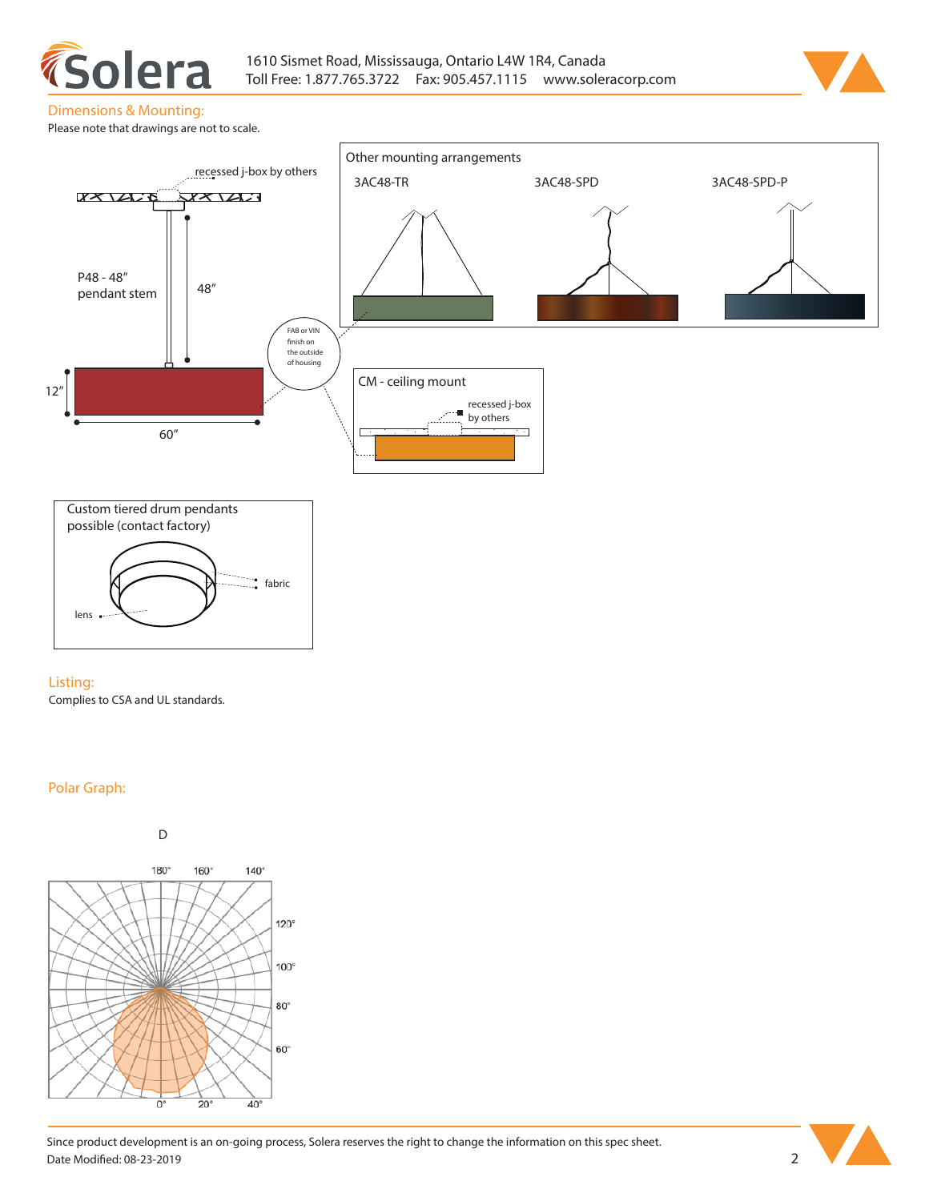1610 Sismet Road, Mississauga, Ontario L4W 1R4, Canada
Toll Free: 1.877.765.3722 Fax: 905.457.1115 www.soleracorp.com

## Dimensions & Mounting:

Please note that drawings are not to scale.

recessed j-box by others

P48 - 48″
pendant stem

48″

12″

60″

FAB or VIN finish on the outside of housing

Other mounting arrangements

3AC48-TR

3AC48-SPD

3AC48-SPD-P

CM - ceiling mount

recessed j-box by others

Custom tiered drum pendants possible (contact factory)

fabric

lens

## Listing:

Complies to CSA and UL standards.

## Polar Graph:

D

180° 160° 140°

120°

100°

80°

60°

0° 20° 40°

Since product development is an on-going process, Solera reserves the right to change the information on this spec sheet.
Date Modified: 08-23-2019